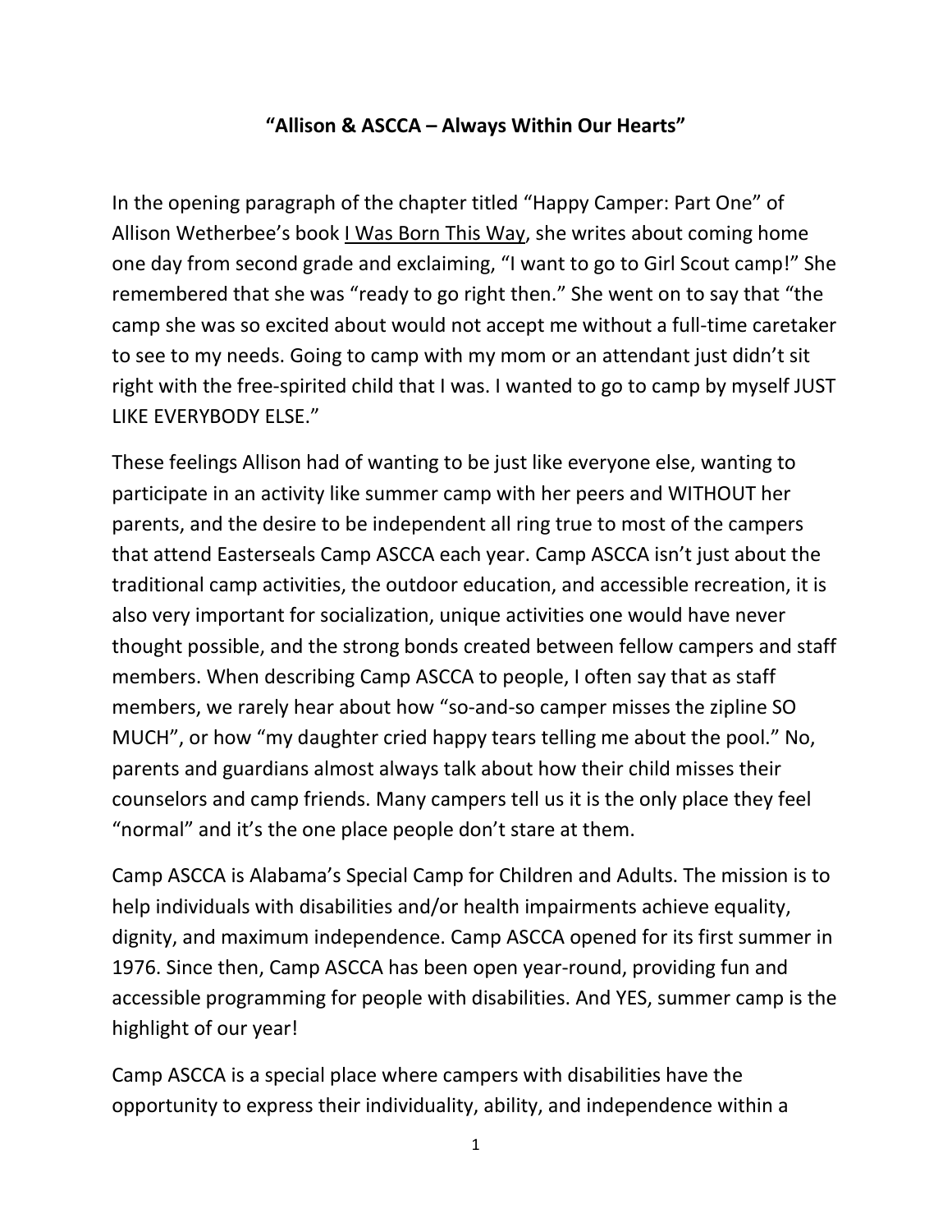# "Allison & ASCCA – Always Within Our Hearts"

In the opening paragraph of the chapter titled "Happy Camper: Part One" of Allison Wetherbee's book I Was Born This Way, she writes about coming home one day from second grade and exclaiming, "I want to go to Girl Scout camp!" She remembered that she was "ready to go right then." She went on to say that "the camp she was so excited about would not accept me without a full-time caretaker to see to my needs. Going to camp with my mom or an attendant just didn't sit right with the free-spirited child that I was. I wanted to go to camp by myself JUST LIKE EVERYBODY ELSE."

These feelings Allison had of wanting to be just like everyone else, wanting to participate in an activity like summer camp with her peers and WITHOUT her parents, and the desire to be independent all ring true to most of the campers that attend Easterseals Camp ASCCA each year. Camp ASCCA isn't just about the traditional camp activities, the outdoor education, and accessible recreation, it is also very important for socialization, unique activities one would have never thought possible, and the strong bonds created between fellow campers and staff members. When describing Camp ASCCA to people, I often say that as staff members, we rarely hear about how "so-and-so camper misses the zipline SO MUCH", or how "my daughter cried happy tears telling me about the pool." No, parents and guardians almost always talk about how their child misses their counselors and camp friends. Many campers tell us it is the only place they feel "normal" and it's the one place people don't stare at them.

Camp ASCCA is Alabama's Special Camp for Children and Adults. The mission is to help individuals with disabilities and/or health impairments achieve equality, dignity, and maximum independence. Camp ASCCA opened for its first summer in 1976. Since then, Camp ASCCA has been open year-round, providing fun and accessible programming for people with disabilities. And YES, summer camp is the highlight of our year!

Camp ASCCA is a special place where campers with disabilities have the opportunity to express their individuality, ability, and independence within a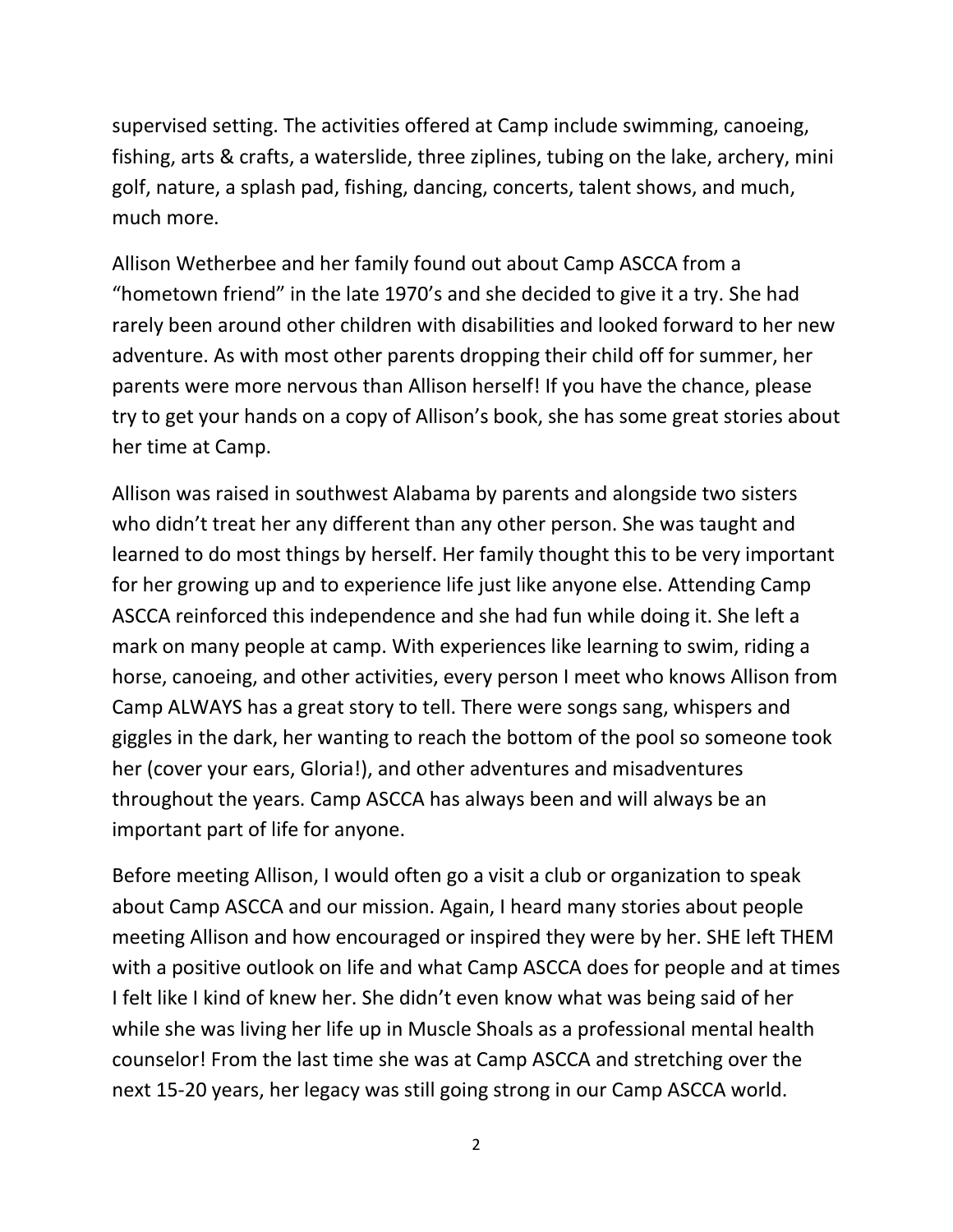supervised setting. The activities offered at Camp include swimming, canoeing, fishing, arts & crafts, a waterslide, three ziplines, tubing on the lake, archery, mini golf, nature, a splash pad, fishing, dancing, concerts, talent shows, and much, much more.

Allison Wetherbee and her family found out about Camp ASCCA from a "hometown friend" in the late 1970's and she decided to give it a try. She had rarely been around other children with disabilities and looked forward to her new adventure. As with most other parents dropping their child off for summer, her parents were more nervous than Allison herself! If you have the chance, please try to get your hands on a copy of Allison's book, she has some great stories about her time at Camp.

Allison was raised in southwest Alabama by parents and alongside two sisters who didn't treat her any different than any other person. She was taught and learned to do most things by herself. Her family thought this to be very important for her growing up and to experience life just like anyone else. Attending Camp ASCCA reinforced this independence and she had fun while doing it. She left a mark on many people at camp. With experiences like learning to swim, riding a horse, canoeing, and other activities, every person I meet who knows Allison from Camp ALWAYS has a great story to tell. There were songs sang, whispers and giggles in the dark, her wanting to reach the bottom of the pool so someone took her (cover your ears, Gloria!), and other adventures and misadventures throughout the years. Camp ASCCA has always been and will always be an important part of life for anyone.

Before meeting Allison, I would often go a visit a club or organization to speak about Camp ASCCA and our mission. Again, I heard many stories about people meeting Allison and how encouraged or inspired they were by her. SHE left THEM with a positive outlook on life and what Camp ASCCA does for people and at times I felt like I kind of knew her. She didn't even know what was being said of her while she was living her life up in Muscle Shoals as a professional mental health counselor! From the last time she was at Camp ASCCA and stretching over the next 15-20 years, her legacy was still going strong in our Camp ASCCA world.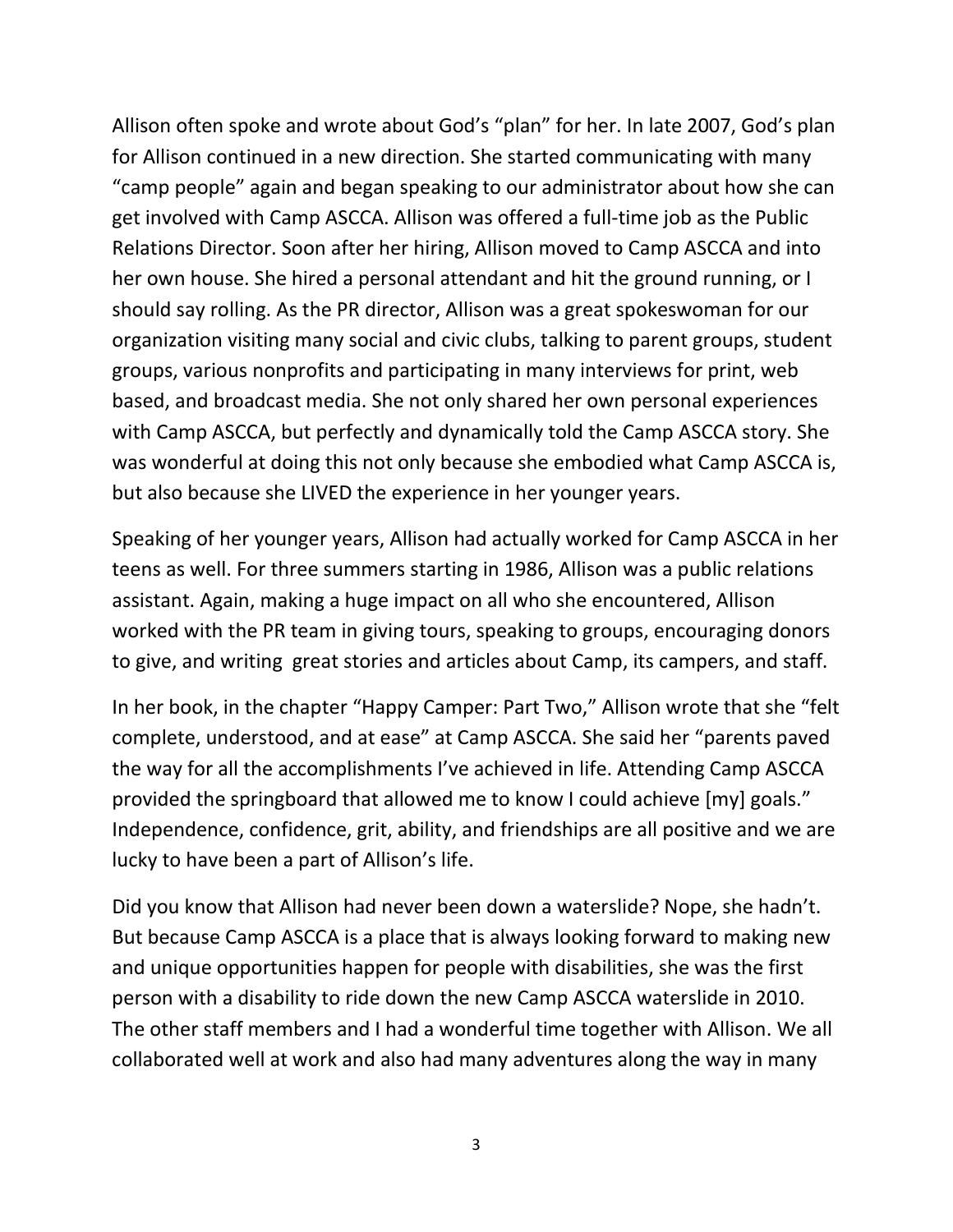Allison often spoke and wrote about God's "plan" for her. In late 2007, God's plan for Allison continued in a new direction. She started communicating with many "camp people" again and began speaking to our administrator about how she can get involved with Camp ASCCA. Allison was offered a full-time job as the Public Relations Director. Soon after her hiring, Allison moved to Camp ASCCA and into her own house. She hired a personal attendant and hit the ground running, or I should say rolling. As the PR director, Allison was a great spokeswoman for our organization visiting many social and civic clubs, talking to parent groups, student groups, various nonprofits and participating in many interviews for print, web based, and broadcast media. She not only shared her own personal experiences with Camp ASCCA, but perfectly and dynamically told the Camp ASCCA story. She was wonderful at doing this not only because she embodied what Camp ASCCA is, but also because she LIVED the experience in her younger years.

Speaking of her younger years, Allison had actually worked for Camp ASCCA in her teens as well. For three summers starting in 1986, Allison was a public relations assistant. Again, making a huge impact on all who she encountered, Allison worked with the PR team in giving tours, speaking to groups, encouraging donors to give, and writing great stories and articles about Camp, its campers, and staff.

In her book, in the chapter "Happy Camper: Part Two," Allison wrote that she "felt complete, understood, and at ease" at Camp ASCCA. She said her "parents paved the way for all the accomplishments I've achieved in life. Attending Camp ASCCA provided the springboard that allowed me to know I could achieve [my] goals." Independence, confidence, grit, ability, and friendships are all positive and we are lucky to have been a part of Allison's life.

Did you know that Allison had never been down a waterslide? Nope, she hadn't. But because Camp ASCCA is a place that is always looking forward to making new and unique opportunities happen for people with disabilities, she was the first person with a disability to ride down the new Camp ASCCA waterslide in 2010. The other staff members and I had a wonderful time together with Allison. We all collaborated well at work and also had many adventures along the way in many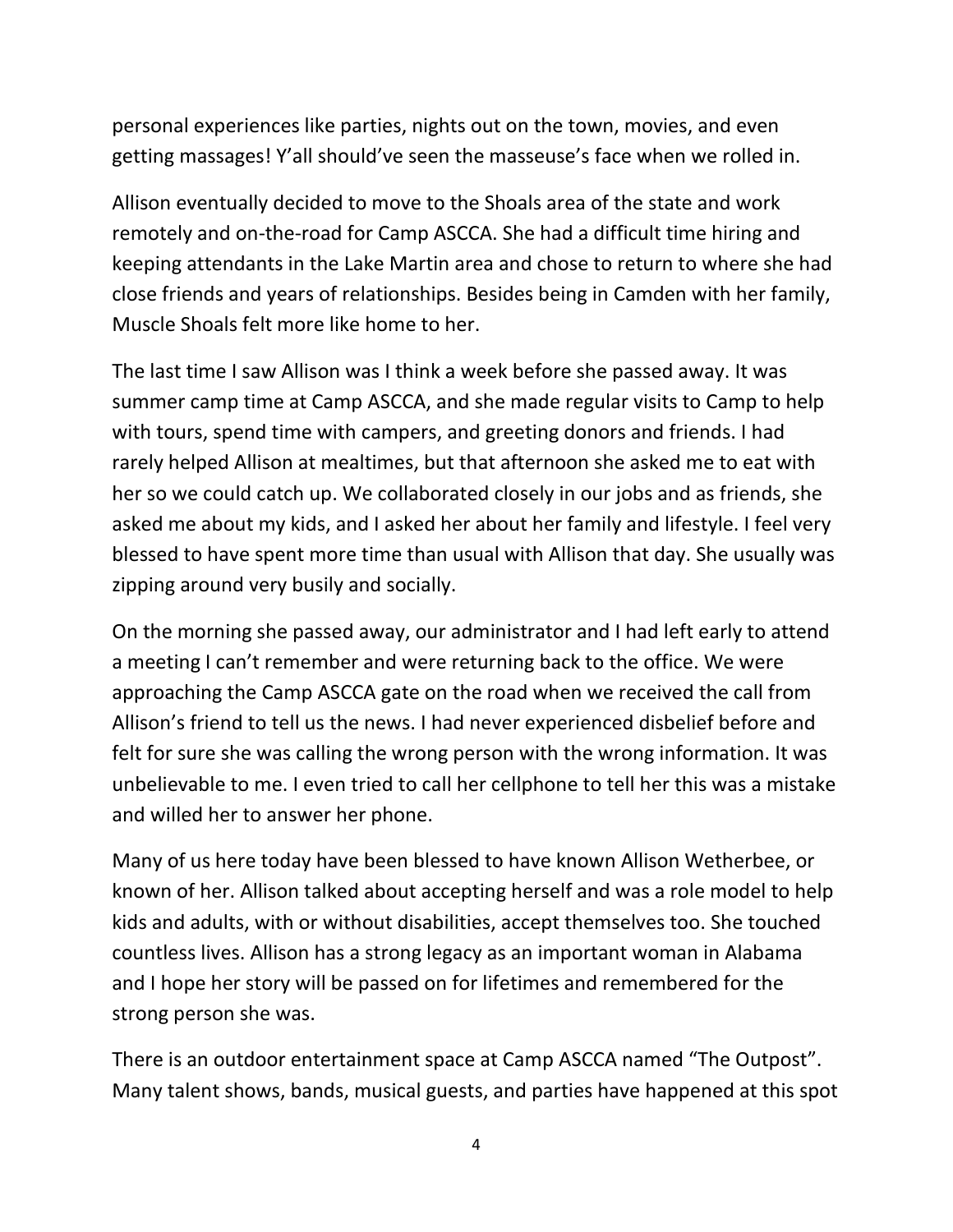personal experiences like parties, nights out on the town, movies, and even getting massages! Y'all should've seen the masseuse's face when we rolled in.

Allison eventually decided to move to the Shoals area of the state and work remotely and on-the-road for Camp ASCCA. She had a difficult time hiring and keeping attendants in the Lake Martin area and chose to return to where she had close friends and years of relationships. Besides being in Camden with her family, Muscle Shoals felt more like home to her.

The last time I saw Allison was I think a week before she passed away. It was summer camp time at Camp ASCCA, and she made regular visits to Camp to help with tours, spend time with campers, and greeting donors and friends. I had rarely helped Allison at mealtimes, but that afternoon she asked me to eat with her so we could catch up. We collaborated closely in our jobs and as friends, she asked me about my kids, and I asked her about her family and lifestyle. I feel very blessed to have spent more time than usual with Allison that day. She usually was zipping around very busily and socially.

On the morning she passed away, our administrator and I had left early to attend a meeting I can't remember and were returning back to the office. We were approaching the Camp ASCCA gate on the road when we received the call from Allison's friend to tell us the news. I had never experienced disbelief before and felt for sure she was calling the wrong person with the wrong information. It was unbelievable to me. I even tried to call her cellphone to tell her this was a mistake and willed her to answer her phone.

Many of us here today have been blessed to have known Allison Wetherbee, or known of her. Allison talked about accepting herself and was a role model to help kids and adults, with or without disabilities, accept themselves too. She touched countless lives. Allison has a strong legacy as an important woman in Alabama and I hope her story will be passed on for lifetimes and remembered for the strong person she was.

There is an outdoor entertainment space at Camp ASCCA named "The Outpost". Many talent shows, bands, musical guests, and parties have happened at this spot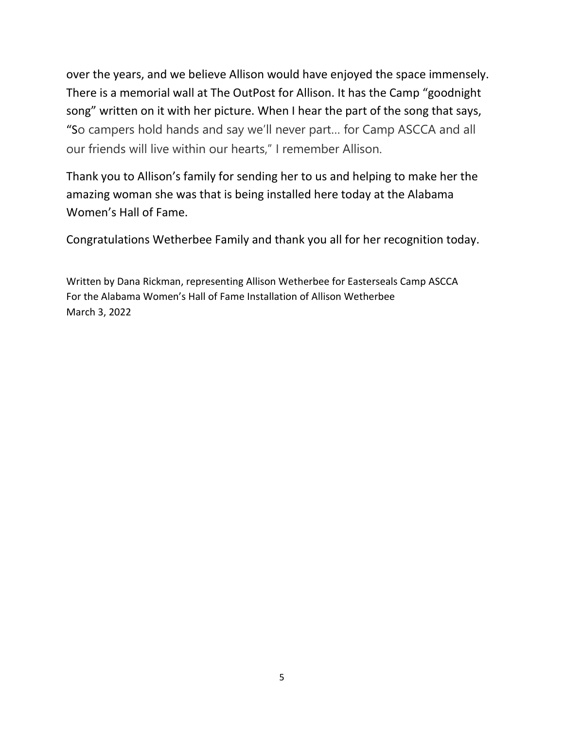over the years, and we believe Allison would have enjoyed the space immensely. There is a memorial wall at The OutPost for Allison. It has the Camp "goodnight song" written on it with her picture. When I hear the part of the song that says, "So campers hold hands and say we'll never part… for Camp ASCCA and all our friends will live within our hearts," I remember Allison.

Thank you to Allison's family for sending her to us and helping to make her the amazing woman she was that is being installed here today at the Alabama Women's Hall of Fame.

Congratulations Wetherbee Family and thank you all for her recognition today.

Written by Dana Rickman, representing Allison Wetherbee for Easterseals Camp ASCCA
For the Alabama Women's Hall of Fame Installation of Allison Wetherbee
March 3, 2022